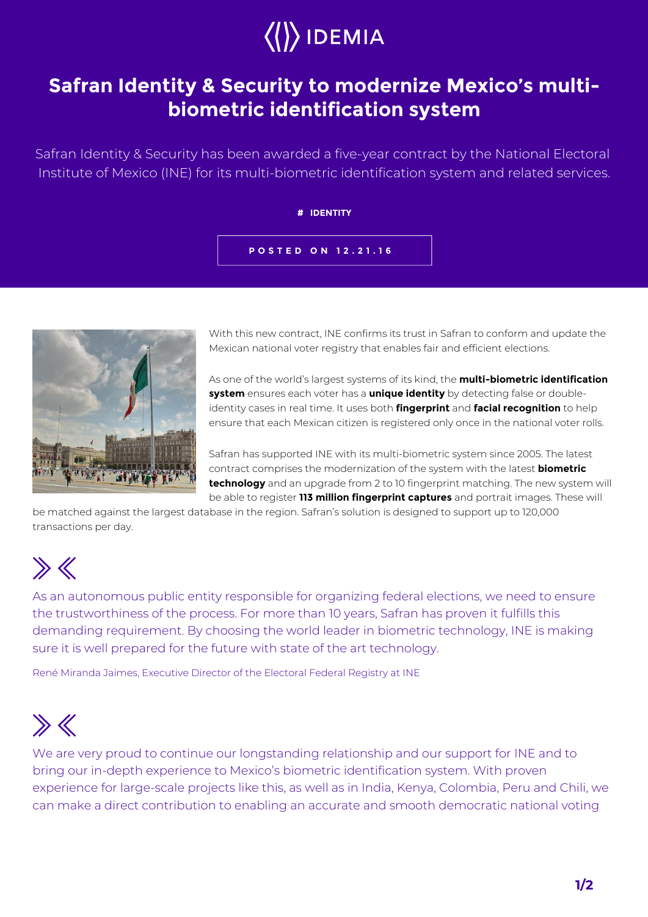IDEMIA

# Safran Identity & Security to modernize Mexico's multi-biometric identification system

Safran Identity & Security has been awarded a five-year contract by the National Electoral Institute of Mexico (INE) for its multi-biometric identification system and related services.

# IDENTITY

POSTED ON 12.21.16

With this new contract, INE confirms its trust in Safran to conform and update the Mexican national voter registry that enables fair and efficient elections.

As one of the world's largest systems of its kind, the **multi-biometric identification system** ensures each voter has a **unique identity** by detecting false or double-identity cases in real time. It uses both **fingerprint** and **facial recognition** to help ensure that each Mexican citizen is registered only once in the national voter rolls.

Safran has supported INE with its multi-biometric system since 2005. The latest contract comprises the modernization of the system with the latest **biometric technology** and an upgrade from 2 to 10 fingerprint matching. The new system will be able to register **113 million fingerprint captures** and portrait images. These will be matched against the largest database in the region. Safran's solution is designed to support up to 120,000 transactions per day.

> As an autonomous public entity responsible for organizing federal elections, we need to ensure the trustworthiness of the process. For more than 10 years, Safran has proven it fulfills this demanding requirement. By choosing the world leader in biometric technology, INE is making sure it is well prepared for the future with state of the art technology.

René Miranda Jaimes, Executive Director of the Electoral Federal Registry at INE

> We are very proud to continue our longstanding relationship and our support for INE and to bring our in-depth experience to Mexico's biometric identification system. With proven experience for large-scale projects like this, as well as in India, Kenya, Colombia, Peru and Chili, we can make a direct contribution to enabling an accurate and smooth democratic national voting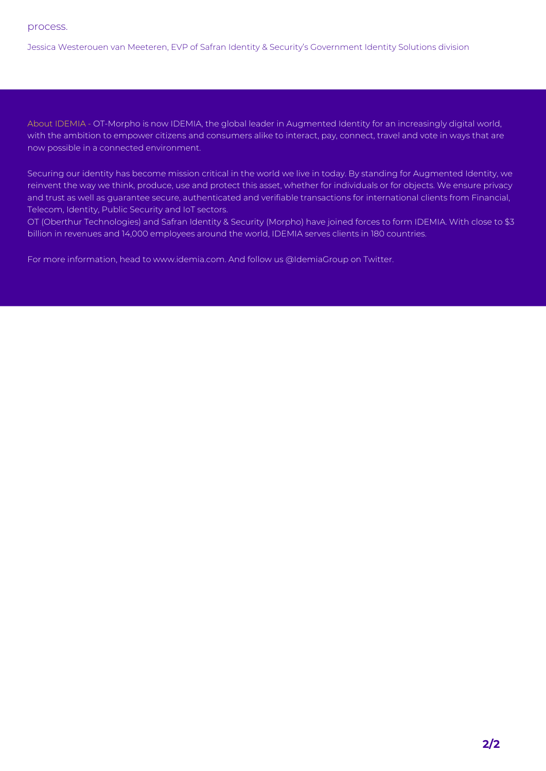process.

Jessica Westerouen van Meeteren, EVP of Safran Identity & Security's Government Identity Solutions division

About IDEMIA - OT-Morpho is now IDEMIA, the global leader in Augmented Identity for an increasingly digital world, with the ambition to empower citizens and consumers alike to interact, pay, connect, travel and vote in ways that are now possible in a connected environment.

Securing our identity has become mission critical in the world we live in today. By standing for Augmented Identity, we reinvent the way we think, produce, use and protect this asset, whether for individuals or for objects. We ensure privacy and trust as well as guarantee secure, authenticated and verifiable transactions for international clients from Financial, Telecom, Identity, Public Security and IoT sectors.
OT (Oberthur Technologies) and Safran Identity & Security (Morpho) have joined forces to form IDEMIA. With close to $3 billion in revenues and 14,000 employees around the world, IDEMIA serves clients in 180 countries.

For more information, head to www.idemia.com. And follow us @IdemiaGroup on Twitter.